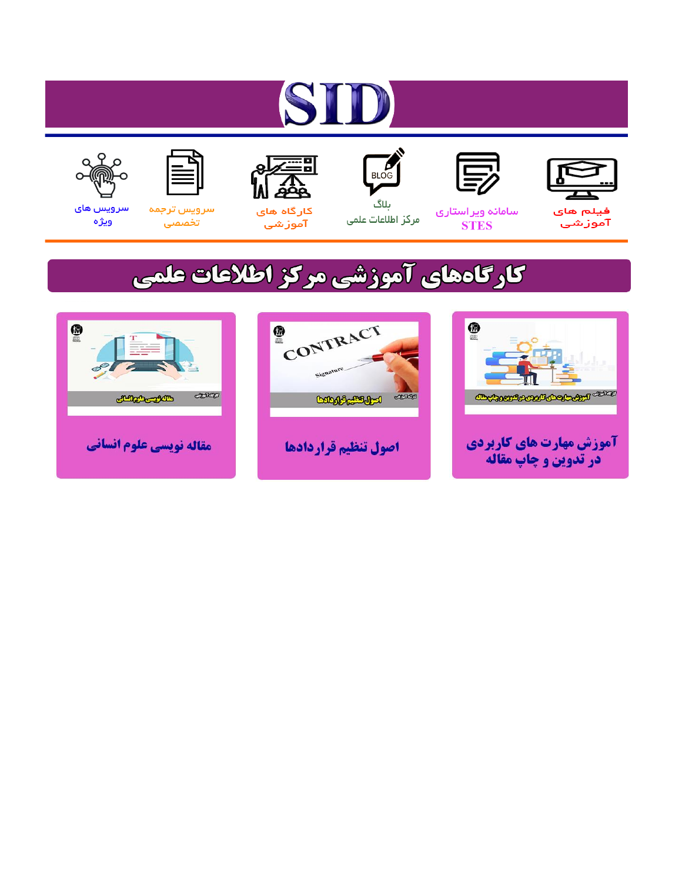# SID

فیلم های آموزشی

سامانه ویراستاری STES

بلاگ مرکز اطلاعات علمی

کارگاه های آموزشی

سرویس ترجمه تخصصی

سرویس های ویژه

## کارگاه‌های آموزشی مرکز اطلاعات علمی

آموزش مهارت های کاربردی در تدوین و چاپ مقاله

اصول تنظیم قراردادها

مقاله نویسی علوم انسانی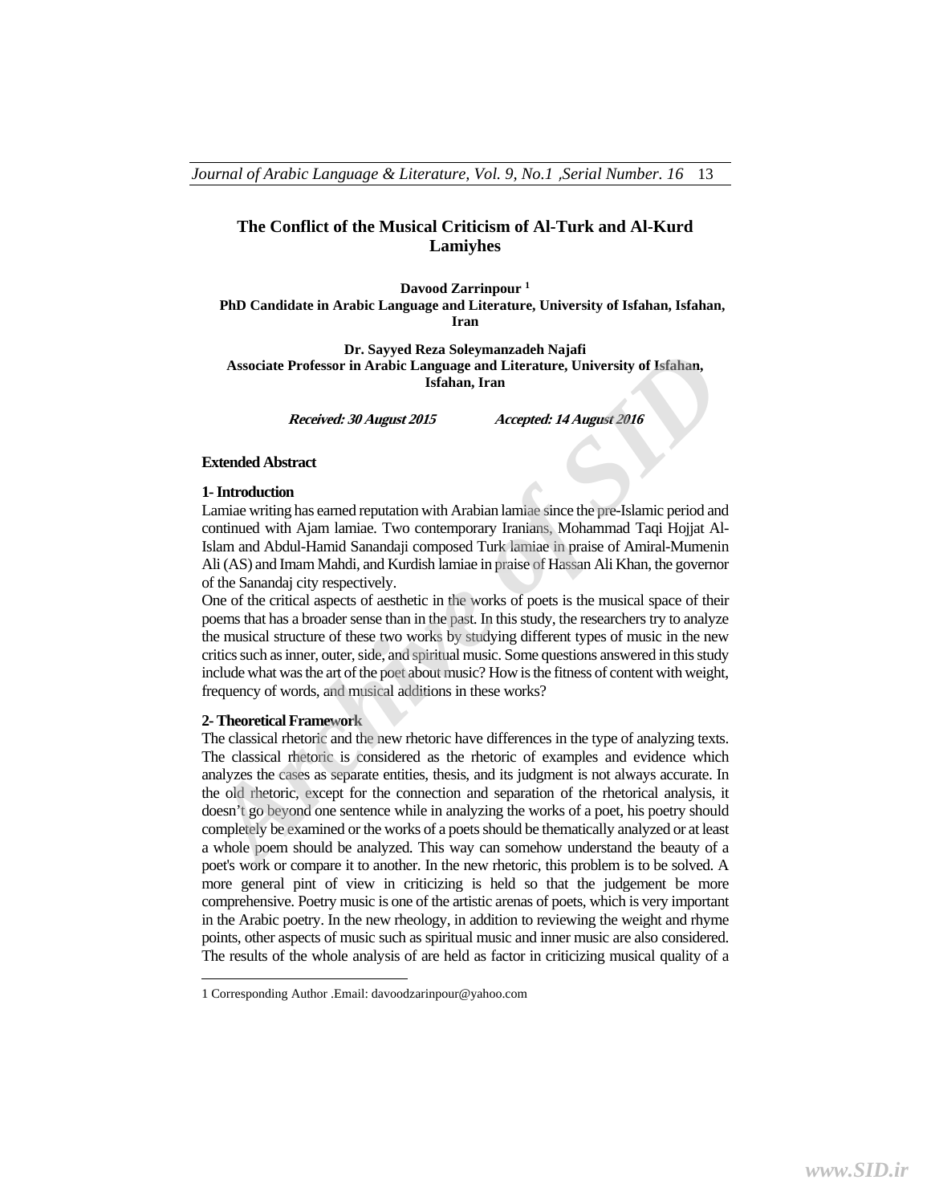# The Conflict of the Musical Criticism of Al-Turk and Al-Kurd Lamiyhes

**Davood Zarrinpour** [1]
**PhD Candidate in Arabic Language and Literature, University of Isfahan, Isfahan, Iran**

**Dr. Sayyed Reza Soleymanzadeh Najafi**
**Associate Professor in Arabic Language and Literature, University of Isfahan, Isfahan, Iran**

***Received: 30 August 2015*** ***Accepted: 14 August 2016***

## Extended Abstract

### 1- Introduction

Lamiae writing has earned reputation with Arabian lamiae since the pre-Islamic period and continued with Ajam lamiae. Two contemporary Iranians, Mohammad Taqi Hojjat Al-Islam and Abdul-Hamid Sanandaji composed Turk lamiae in praise of Amiral-Mumenin Ali (AS) and Imam Mahdi, and Kurdish lamiae in praise of Hassan Ali Khan, the governor of the Sanandaj city respectively.

One of the critical aspects of aesthetic in the works of poets is the musical space of their poems that has a broader sense than in the past. In this study, the researchers try to analyze the musical structure of these two works by studying different types of music in the new critics such as inner, outer, side, and spiritual music. Some questions answered in this study include what was the art of the poet about music? How is the fitness of content with weight, frequency of words, and musical additions in these works?

### 2- Theoretical Framework

The classical rhetoric and the new rhetoric have differences in the type of analyzing texts. The classical rhetoric is considered as the rhetoric of examples and evidence which analyzes the cases as separate entities, thesis, and its judgment is not always accurate. In the old rhetoric, except for the connection and separation of the rhetorical analysis, it doesn't go beyond one sentence while in analyzing the works of a poet, his poetry should completely be examined or the works of a poets should be thematically analyzed or at least a whole poem should be analyzed. This way can somehow understand the beauty of a poet's work or compare it to another. In the new rhetoric, this problem is to be solved. A more general pint of view in criticizing is held so that the judgement be more comprehensive. Poetry music is one of the artistic arenas of poets, which is very important in the Arabic poetry. In the new rheology, in addition to reviewing the weight and rhyme points, other aspects of music such as spiritual music and inner music are also considered. The results of the whole analysis of are held as factor in criticizing musical quality of a

---

1 Corresponding Author .Email: davoodzarinpour@yahoo.com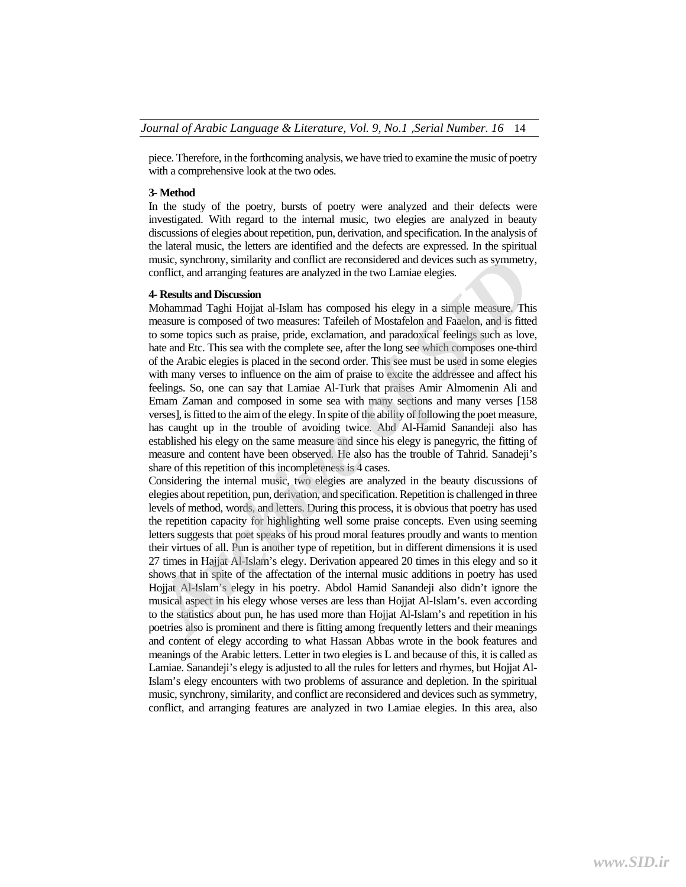piece. Therefore, in the forthcoming analysis, we have tried to examine the music of poetry with a comprehensive look at the two odes.

**3- Method**

In the study of the poetry, bursts of poetry were analyzed and their defects were investigated. With regard to the internal music, two elegies are analyzed in beauty discussions of elegies about repetition, pun, derivation, and specification. In the analysis of the lateral music, the letters are identified and the defects are expressed. In the spiritual music, synchrony, similarity and conflict are reconsidered and devices such as symmetry, conflict, and arranging features are analyzed in the two Lamiae elegies.

**4- Results and Discussion**

Mohammad Taghi Hojjat al-Islam has composed his elegy in a simple measure. This measure is composed of two measures: Tafeileh of Mostafelon and Faaelon, and is fitted to some topics such as praise, pride, exclamation, and paradoxical feelings such as love, hate and Etc. This sea with the complete see, after the long see which composes one-third of the Arabic elegies is placed in the second order. This see must be used in some elegies with many verses to influence on the aim of praise to excite the addressee and affect his feelings. So, one can say that Lamiae Al-Turk that praises Amir Almomenin Ali and Emam Zaman and composed in some sea with many sections and many verses [158 verses], is fitted to the aim of the elegy. In spite of the ability of following the poet measure, has caught up in the trouble of avoiding twice. Abd Al-Hamid Sanandeji also has established his elegy on the same measure and since his elegy is panegyric, the fitting of measure and content have been observed. He also has the trouble of Tahrid. Sanadeji's share of this repetition of this incompleteness is 4 cases.

Considering the internal music, two elegies are analyzed in the beauty discussions of elegies about repetition, pun, derivation, and specification. Repetition is challenged in three levels of method, words, and letters. During this process, it is obvious that poetry has used the repetition capacity for highlighting well some praise concepts. Even using seeming letters suggests that poet speaks of his proud moral features proudly and wants to mention their virtues of all. Pun is another type of repetition, but in different dimensions it is used 27 times in Hajjat Al-Islam's elegy. Derivation appeared 20 times in this elegy and so it shows that in spite of the affectation of the internal music additions in poetry has used Hojjat Al-Islam's elegy in his poetry. Abdol Hamid Sanandeji also didn't ignore the musical aspect in his elegy whose verses are less than Hojjat Al-Islam's. even according to the statistics about pun, he has used more than Hojjat Al-Islam's and repetition in his poetries also is prominent and there is fitting among frequently letters and their meanings and content of elegy according to what Hassan Abbas wrote in the book features and meanings of the Arabic letters. Letter in two elegies is L and because of this, it is called as Lamiae. Sanandeji's elegy is adjusted to all the rules for letters and rhymes, but Hojjat Al-Islam's elegy encounters with two problems of assurance and depletion. In the spiritual music, synchrony, similarity, and conflict are reconsidered and devices such as symmetry, conflict, and arranging features are analyzed in two Lamiae elegies. In this area, also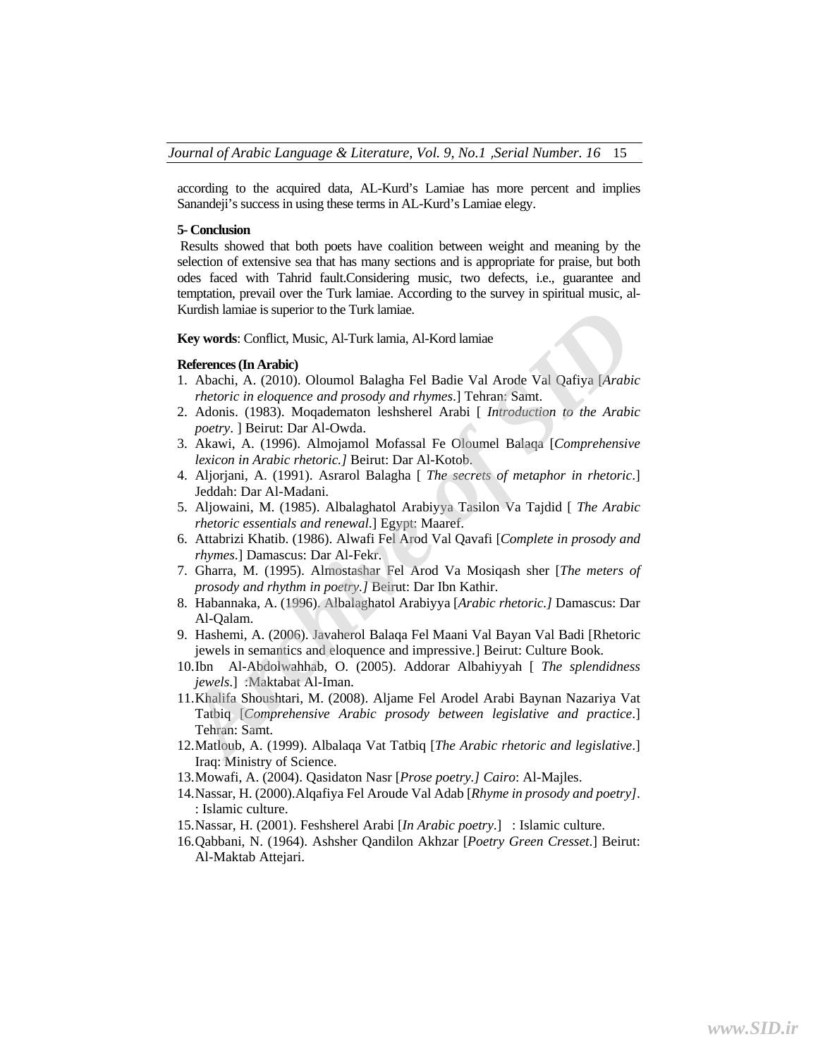according to the acquired data, AL-Kurd's Lamiae has more percent and implies Sanandeji's success in using these terms in AL-Kurd's Lamiae elegy.

**5- Conclusion**

Results showed that both poets have coalition between weight and meaning by the selection of extensive sea that has many sections and is appropriate for praise, but both odes faced with Tahrid fault.Considering music, two defects, i.e., guarantee and temptation, prevail over the Turk lamiae. According to the survey in spiritual music, al-Kurdish lamiae is superior to the Turk lamiae.

**Key words**: Conflict, Music, Al-Turk lamia, Al-Kord lamiae

**References (In Arabic)**

1. Abachi, A. (2010). Oloumol Balagha Fel Badie Val Arode Val Qafiya [*Arabic rhetoric in eloquence and prosody and rhymes*.] Tehran: Samt.
2. Adonis. (1983). Moqedematon leshsherel Arabi [ *Introduction to the Arabic poetry*. ] Beirut: Dar Al-Owda.
3. Akawi, A. (1996). Almojamol Mofassal Fe Oloumel Balaqa [*Comprehensive lexicon in Arabic rhetoric.]* Beirut: Dar Al-Kotob.
4. Aljorjani, A. (1991). Asrarol Balagha [ *The secrets of metaphor in rhetoric*.] Jeddah: Dar Al-Madani.
5. Aljowaini, M. (1985). Albalaghatol Arabiyya Tasilon Va Tajdid [ *The Arabic rhetoric essentials and renewal*.] Egypt: Maaref.
6. Attabrizi Khatib. (1986). Alwafi Fel Arod Val Qavafi [*Complete in prosody and rhymes*.] Damascus: Dar Al-Fekr.
7. Gharra, M. (1995). Almostashar Fel Arod Va Mosiqash sher [*The meters of prosody and rhythm in poetry.]* Beirut: Dar Ibn Kathir.
8. Habannaka, A. (1996). Albalaghatol Arabiyya [*Arabic rhetoric.]* Damascus: Dar Al-Qalam.
9. Hashemi, A. (2006). Javaherol Balaqa Fel Maani Val Bayan Val Badi [Rhetoric jewels in semantics and eloquence and impressive.] Beirut: Culture Book.
10. Ibn Al-Abdolwahhab, O. (2005). Addorar Albahiyyah [ *The splendidness jewels*.] :Maktabat Al-Iman.
11. Khalifa Shoushtari, M. (2008). Aljame Fel Arodel Arabi Baynan Nazariya Vat Tatbiq [*Comprehensive Arabic prosody between legislative and practice*.] Tehran: Samt.
12. Matloub, A. (1999). Albalaqa Vat Tatbiq [*The Arabic rhetoric and legislative*.] Iraq: Ministry of Science.
13. Mowafi, A. (2004). Qasidaton Nasr [*Prose poetry.] Cairo*: Al-Majles.
14. Nassar, H. (2000).Alqafiya Fel Aroude Val Adab [*Rhyme in prosody and poetry]*. : Islamic culture.
15. Nassar, H. (2001). Feshsherel Arabi [*In Arabic poetry*.] : Islamic culture.
16. Qabbani, N. (1964). Ashsher Qandilon Akhzar [*Poetry Green Cresset*.] Beirut: Al-Maktab Attejari.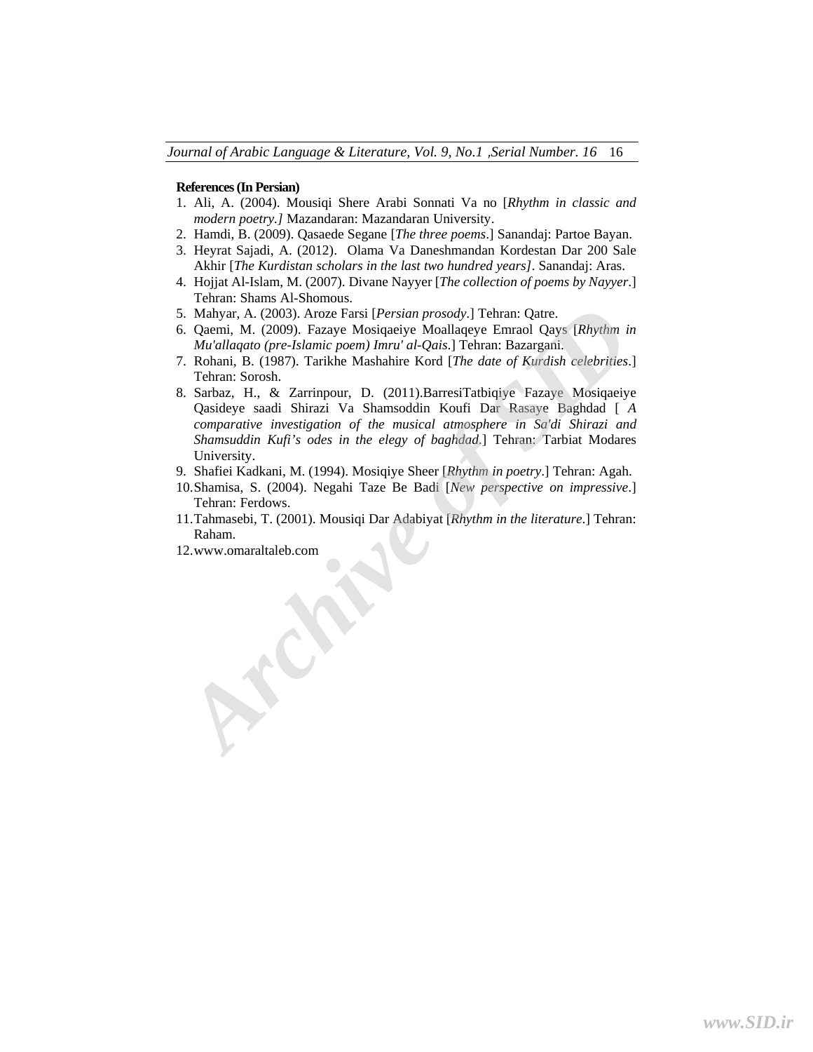**References (In Persian)**

1. Ali, A. (2004). Mousiqi Shere Arabi Sonnati Va no [*Rhythm in classic and modern poetry.]* Mazandaran: Mazandaran University.
2. Hamdi, B. (2009). Qasaede Segane [*The three poems*.] Sanandaj: Partoe Bayan.
3. Heyrat Sajadi, A. (2012). Olama Va Daneshmandan Kordestan Dar 200 Sale Akhir [*The Kurdistan scholars in the last two hundred years]*. Sanandaj: Aras.
4. Hojjat Al-Islam, M. (2007). Divane Nayyer [*The collection of poems by Nayyer*.] Tehran: Shams Al-Shomous.
5. Mahyar, A. (2003). Aroze Farsi [*Persian prosody*.] Tehran: Qatre.
6. Qaemi, M. (2009). Fazaye Mosiqaeiye Moallaqeye Emraol Qays [*Rhythm in Mu'allaqato (pre-Islamic poem) Imru' al-Qais*.] Tehran: Bazargani.
7. Rohani, B. (1987). Tarikhe Mashahire Kord [*The date of Kurdish celebrities*.] Tehran: Sorosh.
8. Sarbaz, H., & Zarrinpour, D. (2011).BarresiTatbiqiye Fazaye Mosiqaeiye Qasideye saadi Shirazi Va Shamsoddin Koufi Dar Rasaye Baghdad [ *A comparative investigation of the musical atmosphere in Sa'di Shirazi and Shamsuddin Kufi's odes in the elegy of baghdad*.] Tehran: Tarbiat Modares University.
9. Shafiei Kadkani, M. (1994). Mosiqiye Sheer [*Rhythm in poetry*.] Tehran: Agah.
10. Shamisa, S. (2004). Negahi Taze Be Badi [*New perspective on impressive*.] Tehran: Ferdows.
11. Tahmasebi, T. (2001). Mousiqi Dar Adabiyat [*Rhythm in the literature*.] Tehran: Raham.
12. www.omaraltaleb.com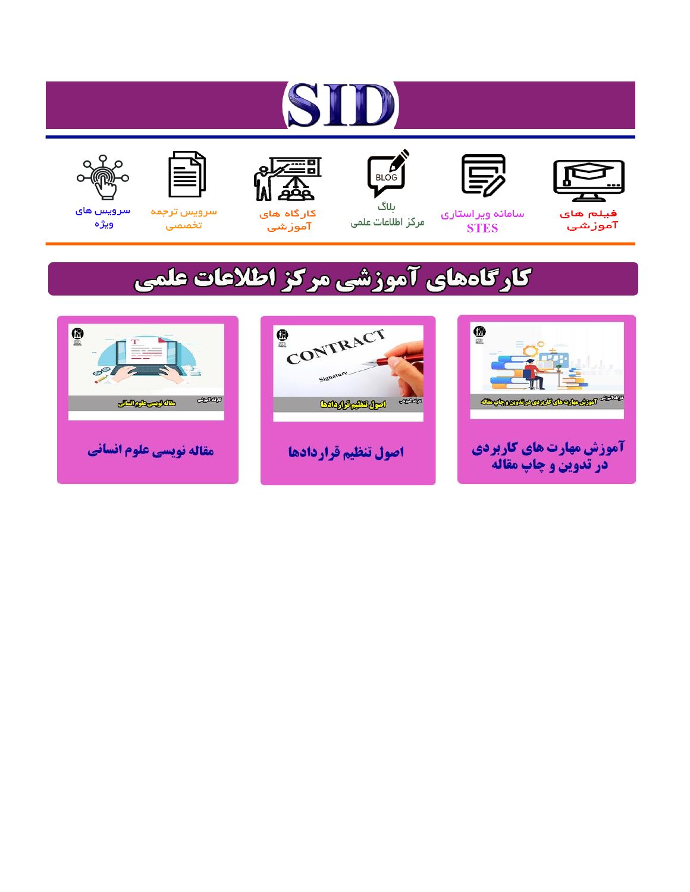# SID

فیلم های آموزشی

سامانه ویراستاری STES

بلاگ مرکز اطلاعات علمی

کارگاه های آموزشی

سرویس ترجمه تخصصی

سرویس های ویژه

## کارگاه‌های آموزشی مرکز اطلاعات علمی

آموزش مهارت های کاربردی در تدوین و چاپ مقاله

اصول تنظیم قراردادها

مقاله نویسی علوم انسانی